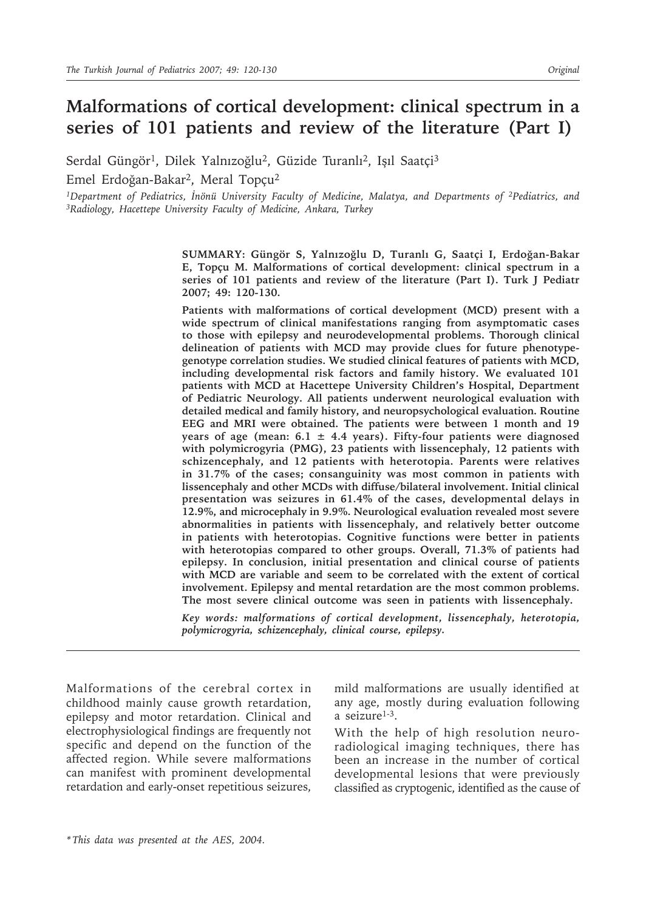# Malformations of cortical development: clinical spectrum in a series of 101 patients and review of the literature (Part I)

Serdal Güngör[1], Dilek Yalnızoğlu[2], Güzide Turanlı[2], Işıl Saatçi[3]
Emel Erdoğan-Bakar[2], Meral Topçu[2]

*[1]Department of Pediatrics, İnönü University Faculty of Medicine, Malatya, and Departments of [2]Pediatrics, and [3]Radiology, Hacettepe University Faculty of Medicine, Ankara, Turkey*

**SUMMARY: Güngör S, Yalnızoğlu D, Turanlı G, Saatçi I, Erdoğan-Bakar E, Topçu M. Malformations of cortical development: clinical spectrum in a series of 101 patients and review of the literature (Part I). Turk J Pediatr 2007; 49: 120-130.**

**Patients with malformations of cortical development (MCD) present with a wide spectrum of clinical manifestations ranging from asymptomatic cases to those with epilepsy and neurodevelopmental problems. Thorough clinical delineation of patients with MCD may provide clues for future phenotype-genotype correlation studies. We studied clinical features of patients with MCD, including developmental risk factors and family history. We evaluated 101 patients with MCD at Hacettepe University Children's Hospital, Department of Pediatric Neurology. All patients underwent neurological evaluation with detailed medical and family history, and neuropsychological evaluation. Routine EEG and MRI were obtained. The patients were between 1 month and 19 years of age (mean: 6.1 ± 4.4 years). Fifty-four patients were diagnosed with polymicrogyria (PMG), 23 patients with lissencephaly, 12 patients with schizencephaly, and 12 patients with heterotopia. Parents were relatives in 31.7% of the cases; consanguinity was most common in patients with lissencephaly and other MCDs with diffuse/bilateral involvement. Initial clinical presentation was seizures in 61.4% of the cases, developmental delays in 12.9%, and microcephaly in 9.9%. Neurological evaluation revealed most severe abnormalities in patients with lissencephaly, and relatively better outcome in patients with heterotopias. Cognitive functions were better in patients with heterotopias compared to other groups. Overall, 71.3% of patients had epilepsy. In conclusion, initial presentation and clinical course of patients with MCD are variable and seem to be correlated with the extent of cortical involvement. Epilepsy and mental retardation are the most common problems. The most severe clinical outcome was seen in patients with lissencephaly.**

***Key words: malformations of cortical development, lissencephaly, heterotopia, polymicrogyria, schizencephaly, clinical course, epilepsy.***

Malformations of the cerebral cortex in childhood mainly cause growth retardation, epilepsy and motor retardation. Clinical and electrophysiological findings are frequently not specific and depend on the function of the affected region. While severe malformations can manifest with prominent developmental retardation and early-onset repetitious seizures, mild malformations are usually identified at any age, mostly during evaluation following a seizure[1-3].

With the help of high resolution neuro-radiological imaging techniques, there has been an increase in the number of cortical developmental lesions that were previously classified as cryptogenic, identified as the cause of

*\*This data was presented at the AES, 2004.*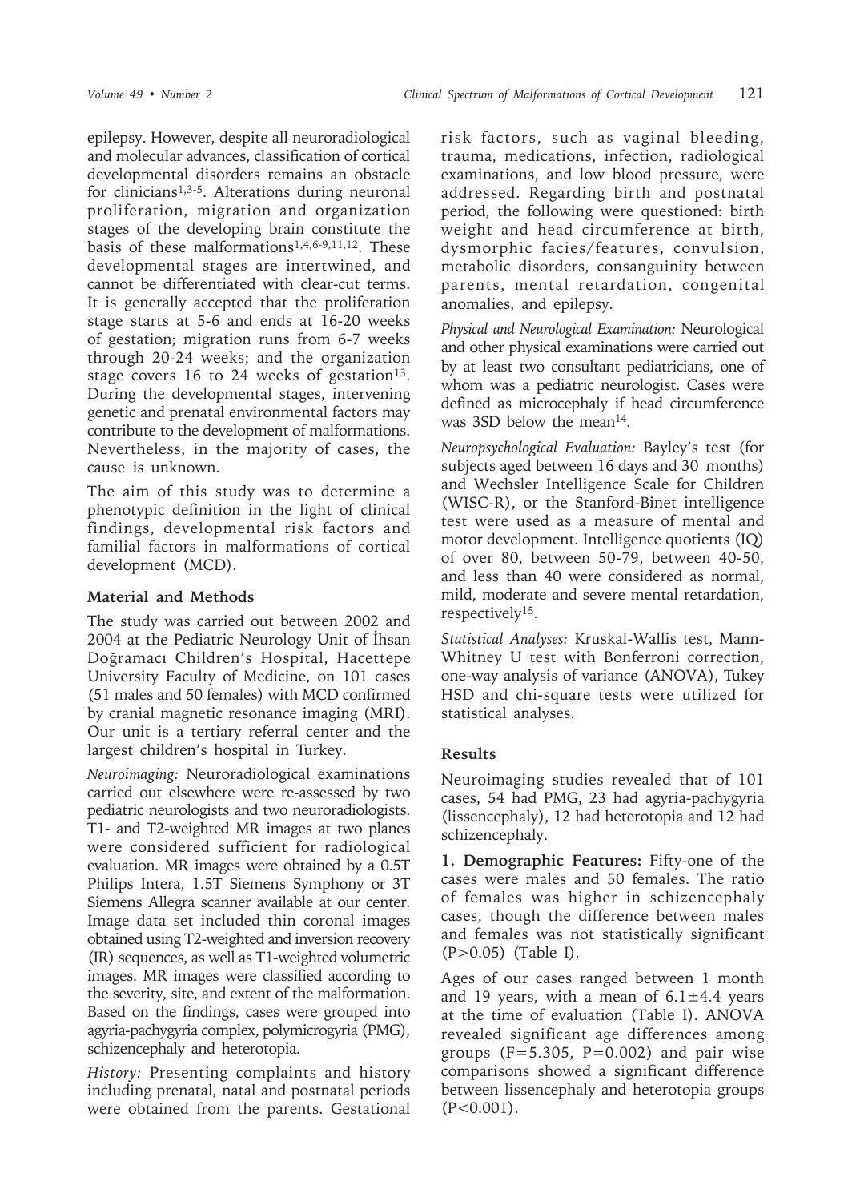epilepsy. However, despite all neuroradiological and molecular advances, classification of cortical developmental disorders remains an obstacle for clinicians[1,3-5]. Alterations during neuronal proliferation, migration and organization stages of the developing brain constitute the basis of these malformations[1,4,6-9,11,12]. These developmental stages are intertwined, and cannot be differentiated with clear-cut terms. It is generally accepted that the proliferation stage starts at 5-6 and ends at 16-20 weeks of gestation; migration runs from 6-7 weeks through 20-24 weeks; and the organization stage covers 16 to 24 weeks of gestation[13]. During the developmental stages, intervening genetic and prenatal environmental factors may contribute to the development of malformations. Nevertheless, in the majority of cases, the cause is unknown.

The aim of this study was to determine a phenotypic definition in the light of clinical findings, developmental risk factors and familial factors in malformations of cortical development (MCD).

## Material and Methods

The study was carried out between 2002 and 2004 at the Pediatric Neurology Unit of İhsan Doğramacı Children's Hospital, Hacettepe University Faculty of Medicine, on 101 cases (51 males and 50 females) with MCD confirmed by cranial magnetic resonance imaging (MRI). Our unit is a tertiary referral center and the largest children's hospital in Turkey.

*Neuroimaging:* Neuroradiological examinations carried out elsewhere were re-assessed by two pediatric neurologists and two neuroradiologists. T1- and T2-weighted MR images at two planes were considered sufficient for radiological evaluation. MR images were obtained by a 0.5T Philips Intera, 1.5T Siemens Symphony or 3T Siemens Allegra scanner available at our center. Image data set included thin coronal images obtained using T2-weighted and inversion recovery (IR) sequences, as well as T1-weighted volumetric images. MR images were classified according to the severity, site, and extent of the malformation. Based on the findings, cases were grouped into agyria-pachygyria complex, polymicrogyria (PMG), schizencephaly and heterotopia.

*History:* Presenting complaints and history including prenatal, natal and postnatal periods were obtained from the parents. Gestational risk factors, such as vaginal bleeding, trauma, medications, infection, radiological examinations, and low blood pressure, were addressed. Regarding birth and postnatal period, the following were questioned: birth weight and head circumference at birth, dysmorphic facies/features, convulsion, metabolic disorders, consanguinity between parents, mental retardation, congenital anomalies, and epilepsy.

*Physical and Neurological Examination:* Neurological and other physical examinations were carried out by at least two consultant pediatricians, one of whom was a pediatric neurologist. Cases were defined as microcephaly if head circumference was 3SD below the mean[14].

*Neuropsychological Evaluation:* Bayley's test (for subjects aged between 16 days and 30 months) and Wechsler Intelligence Scale for Children (WISC-R), or the Stanford-Binet intelligence test were used as a measure of mental and motor development. Intelligence quotients (IQ) of over 80, between 50-79, between 40-50, and less than 40 were considered as normal, mild, moderate and severe mental retardation, respectively[15].

*Statistical Analyses:* Kruskal-Wallis test, Mann-Whitney U test with Bonferroni correction, one-way analysis of variance (ANOVA), Tukey HSD and chi-square tests were utilized for statistical analyses.

## Results

Neuroimaging studies revealed that of 101 cases, 54 had PMG, 23 had agyria-pachygyria (lissencephaly), 12 had heterotopia and 12 had schizencephaly.

**1. Demographic Features:** Fifty-one of the cases were males and 50 females. The ratio of females was higher in schizencephaly cases, though the difference between males and females was not statistically significant ($P>0.05$) (Table I).

Ages of our cases ranged between 1 month and 19 years, with a mean of $6.1\pm4.4$ years at the time of evaluation (Table I). ANOVA revealed significant age differences among groups ($F=5.305$, $P=0.002$) and pair wise comparisons showed a significant difference between lissencephaly and heterotopia groups ($P<0.001$).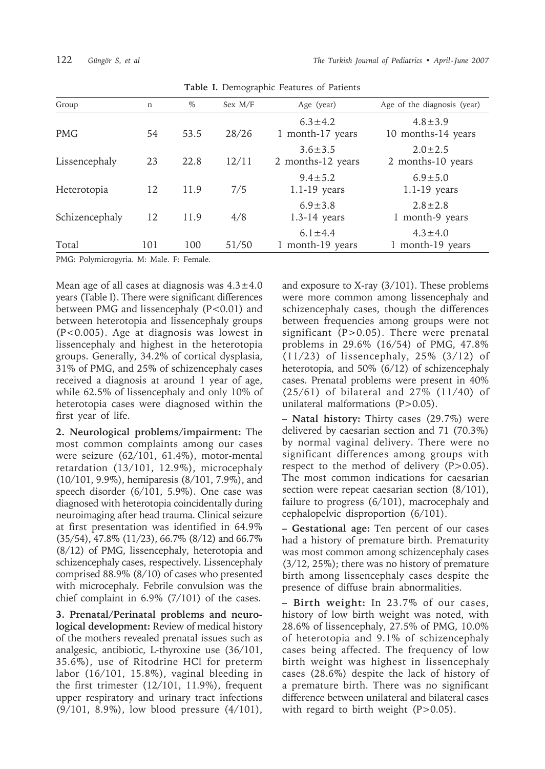**Table I.** Demographic Features of Patients

| Group | n | % | Sex M/F | Age (year) | Age of the diagnosis (year) |
|---|---|---|---|---|---|
| PMG | 54 | 53.5 | 28/26 | 6.3±4.2<br>1 month-17 years | 4.8±3.9<br>10 months-14 years |
| Lissencephaly | 23 | 22.8 | 12/11 | 3.6±3.5<br>2 months-12 years | 2.0±2.5<br>2 months-10 years |
| Heterotopia | 12 | 11.9 | 7/5 | 9.4±5.2<br>1.1-19 years | 6.9±5.0<br>1.1-19 years |
| Schizencephaly | 12 | 11.9 | 4/8 | 6.9±3.8<br>1.3-14 years | 2.8±2.8<br>1 month-9 years |
| Total | 101 | 100 | 51/50 | 6.1±4.4<br>1 month-19 years | 4.3±4.0<br>1 month-19 years |

PMG: Polymicrogyria. M: Male. F: Female.

Mean age of all cases at diagnosis was 4.3±4.0 years (Table I). There were significant differences between PMG and lissencephaly (P<0.01) and between heterotopia and lissencephaly groups (P<0.005). Age at diagnosis was lowest in lissencephaly and highest in the heterotopia groups. Generally, 34.2% of cortical dysplasia, 31% of PMG, and 25% of schizencephaly cases received a diagnosis at around 1 year of age, while 62.5% of lissencephaly and only 10% of heterotopia cases were diagnosed within the first year of life.

**2. Neurological problems/impairment:** The most common complaints among our cases were seizure (62/101, 61.4%), motor-mental retardation (13/101, 12.9%), microcephaly (10/101, 9.9%), hemiparesis (8/101, 7.9%), and speech disorder (6/101, 5.9%). One case was diagnosed with heterotopia coincidentally during neuroimaging after head trauma. Clinical seizure at first presentation was identified in 64.9% (35/54), 47.8% (11/23), 66.7% (8/12) and 66.7% (8/12) of PMG, lissencephaly, heterotopia and schizencephaly cases, respectively. Lissencephaly comprised 88.9% (8/10) of cases who presented with microcephaly. Febrile convulsion was the chief complaint in 6.9% (7/101) of the cases.

**3. Prenatal/Perinatal problems and neurological development:** Review of medical history of the mothers revealed prenatal issues such as analgesic, antibiotic, L-thyroxine use (36/101, 35.6%), use of Ritodrine HCl for preterm labor (16/101, 15.8%), vaginal bleeding in the first trimester (12/101, 11.9%), frequent upper respiratory and urinary tract infections (9/101, 8.9%), low blood pressure (4/101), and exposure to X-ray (3/101). These problems were more common among lissencephaly and schizencephaly cases, though the differences between frequencies among groups were not significant (P>0.05). There were prenatal problems in 29.6% (16/54) of PMG, 47.8% (11/23) of lissencephaly, 25% (3/12) of heterotopia, and 50% (6/12) of schizencephaly cases. Prenatal problems were present in 40% (25/61) of bilateral and 27% (11/40) of unilateral malformations (P>0.05).

– **Natal history:** Thirty cases (29.7%) were delivered by caesarian section and 71 (70.3%) by normal vaginal delivery. There were no significant differences among groups with respect to the method of delivery (P>0.05). The most common indications for caesarian section were repeat caesarian section (8/101), failure to progress (6/101), macrocephaly and cephalopelvic disproportion (6/101).

– **Gestational age:** Ten percent of our cases had a history of premature birth. Prematurity was most common among schizencephaly cases (3/12, 25%); there was no history of premature birth among lissencephaly cases despite the presence of diffuse brain abnormalities.

– **Birth weight:** In 23.7% of our cases, history of low birth weight was noted, with 28.6% of lissencephaly, 27.5% of PMG, 10.0% of heterotopia and 9.1% of schizencephaly cases being affected. The frequency of low birth weight was highest in lissencephaly cases (28.6%) despite the lack of history of a premature birth. There was no significant difference between unilateral and bilateral cases with regard to birth weight (P>0.05).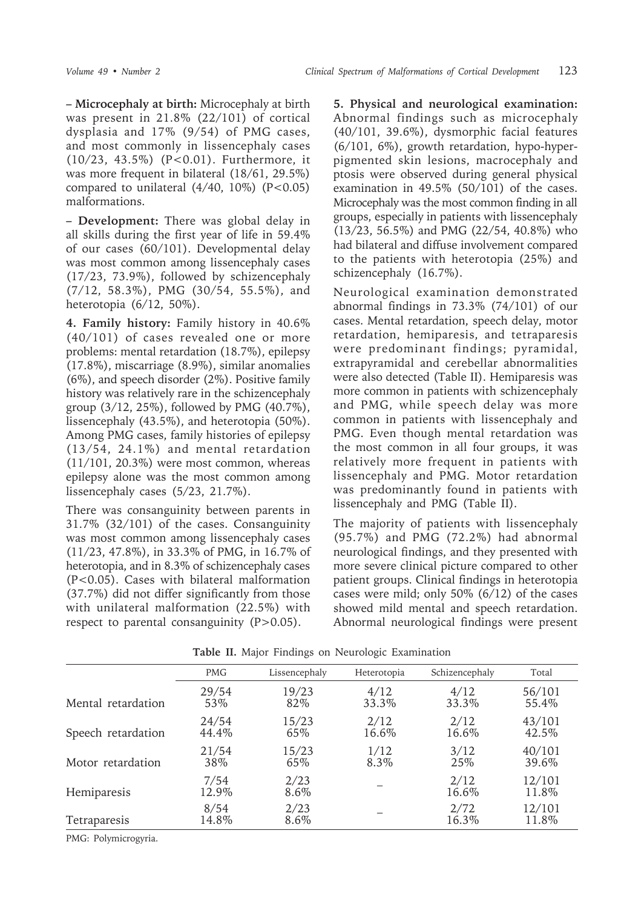– **Microcephaly at birth:** Microcephaly at birth was present in 21.8% (22/101) of cortical dysplasia and 17% (9/54) of PMG cases, and most commonly in lissencephaly cases (10/23, 43.5%) (P<0.01). Furthermore, it was more frequent in bilateral (18/61, 29.5%) compared to unilateral (4/40, 10%) (P<0.05) malformations.

– **Development:** There was global delay in all skills during the first year of life in 59.4% of our cases (60/101). Developmental delay was most common among lissencephaly cases (17/23, 73.9%), followed by schizencephaly (7/12, 58.3%), PMG (30/54, 55.5%), and heterotopia (6/12, 50%).

**4. Family history:** Family history in 40.6% (40/101) of cases revealed one or more problems: mental retardation (18.7%), epilepsy (17.8%), miscarriage (8.9%), similar anomalies (6%), and speech disorder (2%). Positive family history was relatively rare in the schizencephaly group (3/12, 25%), followed by PMG (40.7%), lissencephaly (43.5%), and heterotopia (50%). Among PMG cases, family histories of epilepsy (13/54, 24.1%) and mental retardation (11/101, 20.3%) were most common, whereas epilepsy alone was the most common among lissencephaly cases (5/23, 21.7%).

There was consanguinity between parents in 31.7% (32/101) of the cases. Consanguinity was most common among lissencephaly cases (11/23, 47.8%), in 33.3% of PMG, in 16.7% of heterotopia, and in 8.3% of schizencephaly cases (P<0.05). Cases with bilateral malformation (37.7%) did not differ significantly from those with unilateral malformation (22.5%) with respect to parental consanguinity (P>0.05).

**5. Physical and neurological examination:** Abnormal findings such as microcephaly (40/101, 39.6%), dysmorphic facial features (6/101, 6%), growth retardation, hypo-hyperpigmented skin lesions, macrocephaly and ptosis were observed during general physical examination in 49.5% (50/101) of the cases. Microcephaly was the most common finding in all groups, especially in patients with lissencephaly (13/23, 56.5%) and PMG (22/54, 40.8%) who had bilateral and diffuse involvement compared to the patients with heterotopia (25%) and schizencephaly (16.7%).

Neurological examination demonstrated abnormal findings in 73.3% (74/101) of our cases. Mental retardation, speech delay, motor retardation, hemiparesis, and tetraparesis were predominant findings; pyramidal, extrapyramidal and cerebellar abnormalities were also detected (Table II). Hemiparesis was more common in patients with schizencephaly and PMG, while speech delay was more common in patients with lissencephaly and PMG. Even though mental retardation was the most common in all four groups, it was relatively more frequent in patients with lissencephaly and PMG. Motor retardation was predominantly found in patients with lissencephaly and PMG (Table II).

The majority of patients with lissencephaly (95.7%) and PMG (72.2%) had abnormal neurological findings, and they presented with more severe clinical picture compared to other patient groups. Clinical findings in heterotopia cases were mild; only 50% (6/12) of the cases showed mild mental and speech retardation. Abnormal neurological findings were present

**Table II.** Major Findings on Neurologic Examination

| | PMG | Lissencephaly | Heterotopia | Schizencephaly | Total |
|---|---|---|---|---|---|
| Mental retardation | 29/54 53% | 19/23 82% | 4/12 33.3% | 4/12 33.3% | 56/101 55.4% |
| Speech retardation | 24/54 44.4% | 15/23 65% | 2/12 16.6% | 2/12 16.6% | 43/101 42.5% |
| Motor retardation | 21/54 38% | 15/23 65% | 1/12 8.3% | 3/12 25% | 40/101 39.6% |
| Hemiparesis | 7/54 12.9% | 2/23 8.6% | – | 2/12 16.6% | 12/101 11.8% |
| Tetraparesis | 8/54 14.8% | 2/23 8.6% | – | 2/72 16.3% | 12/101 11.8% |

PMG: Polymicrogyria.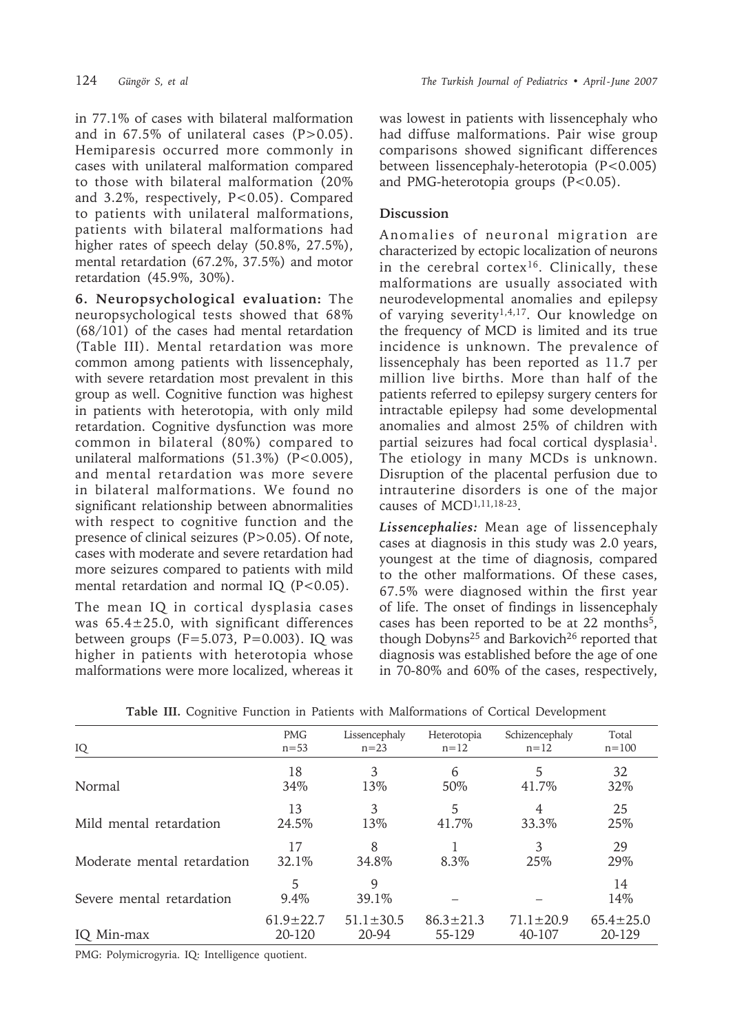in 77.1% of cases with bilateral malformation and in 67.5% of unilateral cases ($P>0.05$). Hemiparesis occurred more commonly in cases with unilateral malformation compared to those with bilateral malformation (20% and 3.2%, respectively, $P<0.05$). Compared to patients with unilateral malformations, patients with bilateral malformations had higher rates of speech delay (50.8%, 27.5%), mental retardation (67.2%, 37.5%) and motor retardation (45.9%, 30%).

**6. Neuropsychological evaluation:** The neuropsychological tests showed that 68% (68/101) of the cases had mental retardation (Table III). Mental retardation was more common among patients with lissencephaly, with severe retardation most prevalent in this group as well. Cognitive function was highest in patients with heterotopia, with only mild retardation. Cognitive dysfunction was more common in bilateral (80%) compared to unilateral malformations (51.3%) ($P<0.005$), and mental retardation was more severe in bilateral malformations. We found no significant relationship between abnormalities with respect to cognitive function and the presence of clinical seizures ($P>0.05$). Of note, cases with moderate and severe retardation had more seizures compared to patients with mild mental retardation and normal IQ ($P<0.05$).

The mean IQ in cortical dysplasia cases was $65.4\pm25.0$, with significant differences between groups ($F=5.073$, $P=0.003$). IQ was higher in patients with heterotopia whose malformations were more localized, whereas it was lowest in patients with lissencephaly who had diffuse malformations. Pair wise group comparisons showed significant differences between lissencephaly-heterotopia ($P<0.005$) and PMG-heterotopia groups ($P<0.05$).

## Discussion

Anomalies of neuronal migration are characterized by ectopic localization of neurons in the cerebral cortex[16]. Clinically, these malformations are usually associated with neurodevelopmental anomalies and epilepsy of varying severity[1,4,17]. Our knowledge on the frequency of MCD is limited and its true incidence is unknown. The prevalence of lissencephaly has been reported as 11.7 per million live births. More than half of the patients referred to epilepsy surgery centers for intractable epilepsy had some developmental anomalies and almost 25% of children with partial seizures had focal cortical dysplasia[1]. The etiology in many MCDs is unknown. Disruption of the placental perfusion due to intrauterine disorders is one of the major causes of MCD[1,11,18-23].

***Lissencephalies:*** Mean age of lissencephaly cases at diagnosis in this study was 2.0 years, youngest at the time of diagnosis, compared to the other malformations. Of these cases, 67.5% were diagnosed within the first year of life. The onset of findings in lissencephaly cases has been reported to be at 22 months[5], though Dobyns[25] and Barkovich[26] reported that diagnosis was established before the age of one in 70-80% and 60% of the cases, respectively,

**Table III.** Cognitive Function in Patients with Malformations of Cortical Development

| IQ | PMG n=53 | Lissencephaly n=23 | Heterotopia n=12 | Schizencephaly n=12 | Total n=100 |
|---|---|---|---|---|---|
| Normal | 18<br>34% | 3<br>13% | 6<br>50% | 5<br>41.7% | 32<br>32% |
| Mild mental retardation | 13<br>24.5% | 3<br>13% | 5<br>41.7% | 4<br>33.3% | 25<br>25% |
| Moderate mental retardation | 17<br>32.1% | 8<br>34.8% | 1<br>8.3% | 3<br>25% | 29<br>29% |
| Severe mental retardation | 5<br>9.4% | 9<br>39.1% | – | – | 14<br>14% |
| IQ Min-max | $61.9\pm22.7$<br>20-120 | $51.1\pm30.5$<br>20-94 | $86.3\pm21.3$<br>55-129 | $71.1\pm20.9$<br>40-107 | $65.4\pm25.0$<br>20-129 |

PMG: Polymicrogyria. IQ: Intelligence quotient.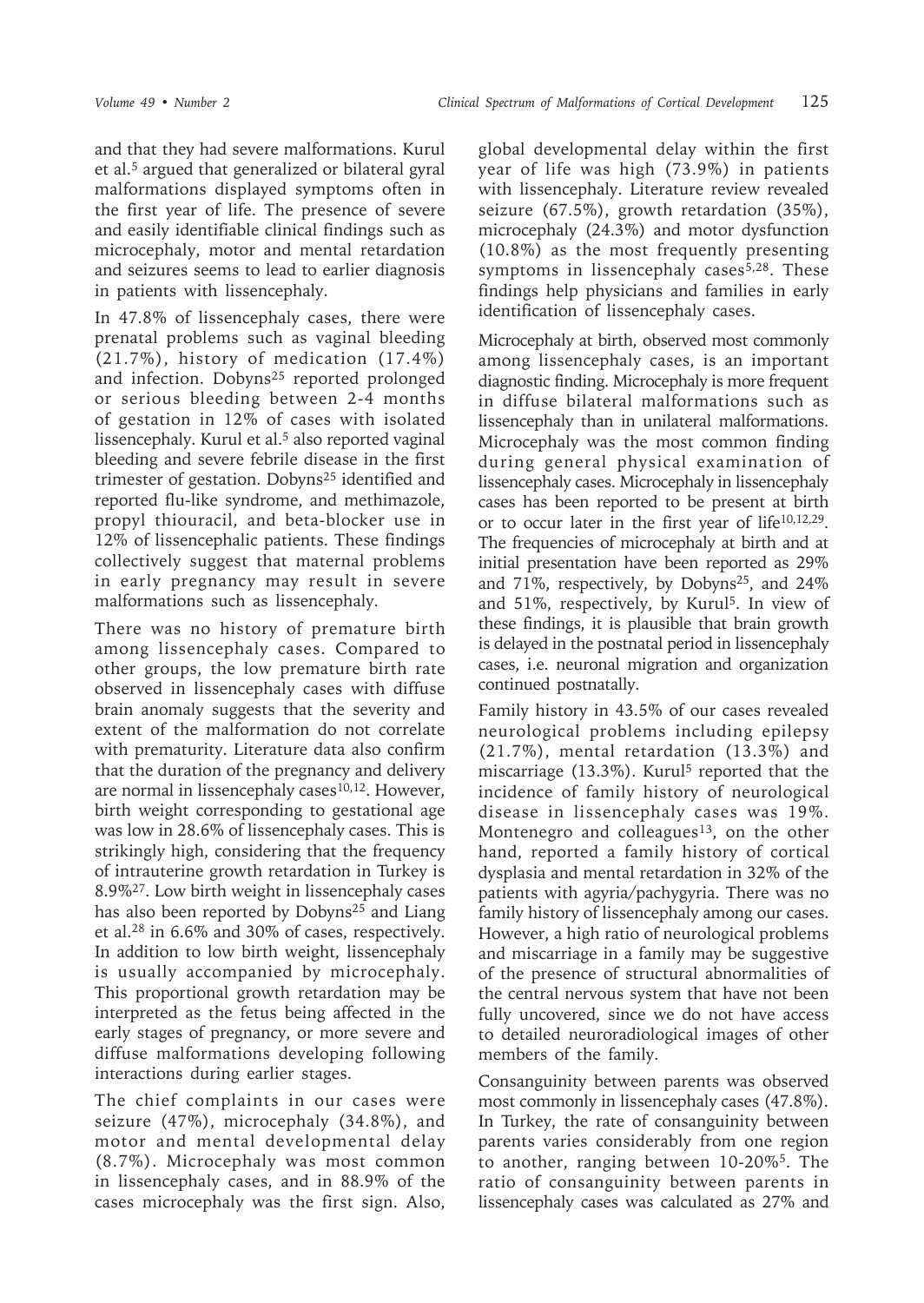and that they had severe malformations. Kurul et al.[5] argued that generalized or bilateral gyral malformations displayed symptoms often in the first year of life. The presence of severe and easily identifiable clinical findings such as microcephaly, motor and mental retardation and seizures seems to lead to earlier diagnosis in patients with lissencephaly.

In 47.8% of lissencephaly cases, there were prenatal problems such as vaginal bleeding (21.7%), history of medication (17.4%) and infection. Dobyns[25] reported prolonged or serious bleeding between 2-4 months of gestation in 12% of cases with isolated lissencephaly. Kurul et al.[5] also reported vaginal bleeding and severe febrile disease in the first trimester of gestation. Dobyns[25] identified and reported flu-like syndrome, and methimazole, propyl thiouracil, and beta-blocker use in 12% of lissencephalic patients. These findings collectively suggest that maternal problems in early pregnancy may result in severe malformations such as lissencephaly.

There was no history of premature birth among lissencephaly cases. Compared to other groups, the low premature birth rate observed in lissencephaly cases with diffuse brain anomaly suggests that the severity and extent of the malformation do not correlate with prematurity. Literature data also confirm that the duration of the pregnancy and delivery are normal in lissencephaly cases[10,12]. However, birth weight corresponding to gestational age was low in 28.6% of lissencephaly cases. This is strikingly high, considering that the frequency of intrauterine growth retardation in Turkey is 8.9%[27]. Low birth weight in lissencephaly cases has also been reported by Dobyns[25] and Liang et al.[28] in 6.6% and 30% of cases, respectively. In addition to low birth weight, lissencephaly is usually accompanied by microcephaly. This proportional growth retardation may be interpreted as the fetus being affected in the early stages of pregnancy, or more severe and diffuse malformations developing following interactions during earlier stages.

The chief complaints in our cases were seizure (47%), microcephaly (34.8%), and motor and mental developmental delay (8.7%). Microcephaly was most common in lissencephaly cases, and in 88.9% of the cases microcephaly was the first sign. Also, global developmental delay within the first year of life was high (73.9%) in patients with lissencephaly. Literature review revealed seizure (67.5%), growth retardation (35%), microcephaly (24.3%) and motor dysfunction (10.8%) as the most frequently presenting symptoms in lissencephaly cases[5,28]. These findings help physicians and families in early identification of lissencephaly cases.

Microcephaly at birth, observed most commonly among lissencephaly cases, is an important diagnostic finding. Microcephaly is more frequent in diffuse bilateral malformations such as lissencephaly than in unilateral malformations. Microcephaly was the most common finding during general physical examination of lissencephaly cases. Microcephaly in lissencephaly cases has been reported to be present at birth or to occur later in the first year of life[10,12,29]. The frequencies of microcephaly at birth and at initial presentation have been reported as 29% and 71%, respectively, by Dobyns[25], and 24% and 51%, respectively, by Kurul[5]. In view of these findings, it is plausible that brain growth is delayed in the postnatal period in lissencephaly cases, i.e. neuronal migration and organization continued postnatally.

Family history in 43.5% of our cases revealed neurological problems including epilepsy (21.7%), mental retardation (13.3%) and miscarriage (13.3%). Kurul[5] reported that the incidence of family history of neurological disease in lissencephaly cases was 19%. Montenegro and colleagues[13], on the other hand, reported a family history of cortical dysplasia and mental retardation in 32% of the patients with agyria/pachygyria. There was no family history of lissencephaly among our cases. However, a high ratio of neurological problems and miscarriage in a family may be suggestive of the presence of structural abnormalities of the central nervous system that have not been fully uncovered, since we do not have access to detailed neuroradiological images of other members of the family.

Consanguinity between parents was observed most commonly in lissencephaly cases (47.8%). In Turkey, the rate of consanguinity between parents varies considerably from one region to another, ranging between 10-20%[5]. The ratio of consanguinity between parents in lissencephaly cases was calculated as 27% and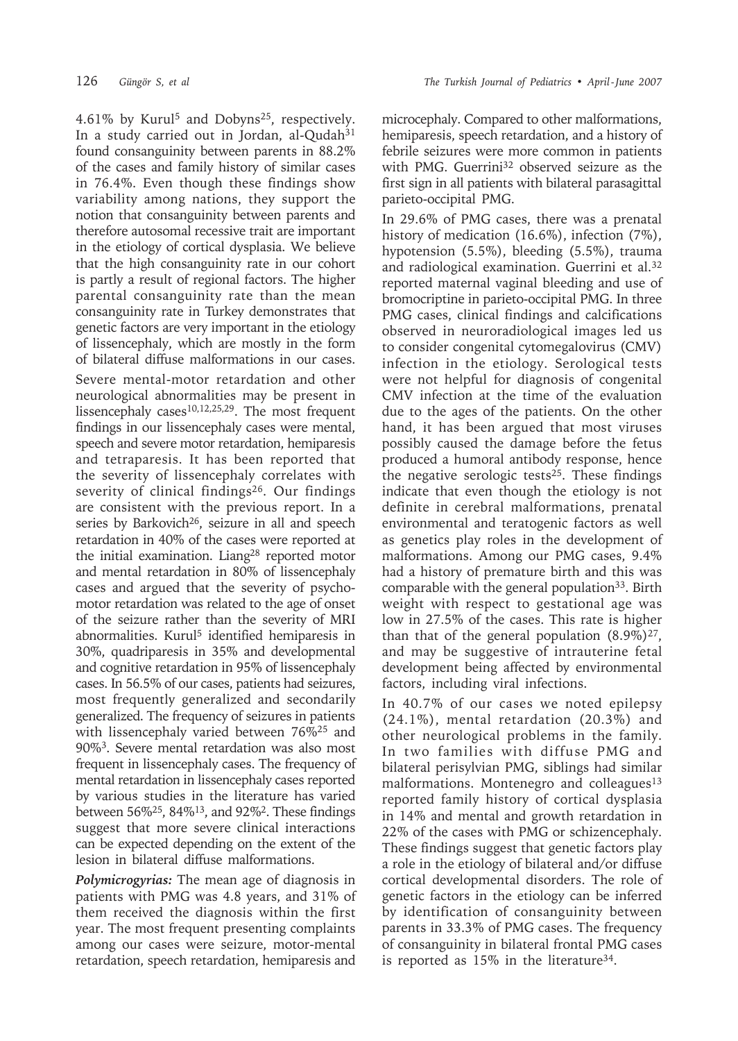4.61% by Kurul[5] and Dobyns[25], respectively. In a study carried out in Jordan, al-Qudah[31] found consanguinity between parents in 88.2% of the cases and family history of similar cases in 76.4%. Even though these findings show variability among nations, they support the notion that consanguinity between parents and therefore autosomal recessive trait are important in the etiology of cortical dysplasia. We believe that the high consanguinity rate in our cohort is partly a result of regional factors. The higher parental consanguinity rate than the mean consanguinity rate in Turkey demonstrates that genetic factors are very important in the etiology of lissencephaly, which are mostly in the form of bilateral diffuse malformations in our cases.

Severe mental-motor retardation and other neurological abnormalities may be present in lissencephaly cases[10,12,25,29]. The most frequent findings in our lissencephaly cases were mental, speech and severe motor retardation, hemiparesis and tetraparesis. It has been reported that the severity of lissencephaly correlates with severity of clinical findings[26]. Our findings are consistent with the previous report. In a series by Barkovich[26], seizure in all and speech retardation in 40% of the cases were reported at the initial examination. Liang[28] reported motor and mental retardation in 80% of lissencephaly cases and argued that the severity of psychomotor retardation was related to the age of onset of the seizure rather than the severity of MRI abnormalities. Kurul[5] identified hemiparesis in 30%, quadriparesis in 35% and developmental and cognitive retardation in 95% of lissencephaly cases. In 56.5% of our cases, patients had seizures, most frequently generalized and secondarily generalized. The frequency of seizures in patients with lissencephaly varied between 76%[25] and 90%[3]. Severe mental retardation was also most frequent in lissencephaly cases. The frequency of mental retardation in lissencephaly cases reported by various studies in the literature has varied between 56%[25], 84%[13], and 92%[2]. These findings suggest that more severe clinical interactions can be expected depending on the extent of the lesion in bilateral diffuse malformations.

***Polymicrogyrias:*** The mean age of diagnosis in patients with PMG was 4.8 years, and 31% of them received the diagnosis within the first year. The most frequent presenting complaints among our cases were seizure, motor-mental retardation, speech retardation, hemiparesis and microcephaly. Compared to other malformations, hemiparesis, speech retardation, and a history of febrile seizures were more common in patients with PMG. Guerrini[32] observed seizure as the first sign in all patients with bilateral parasagittal parieto-occipital PMG.

In 29.6% of PMG cases, there was a prenatal history of medication (16.6%), infection (7%), hypotension (5.5%), bleeding (5.5%), trauma and radiological examination. Guerrini et al.[32] reported maternal vaginal bleeding and use of bromocriptine in parieto-occipital PMG. In three PMG cases, clinical findings and calcifications observed in neuroradiological images led us to consider congenital cytomegalovirus (CMV) infection in the etiology. Serological tests were not helpful for diagnosis of congenital CMV infection at the time of the evaluation due to the ages of the patients. On the other hand, it has been argued that most viruses possibly caused the damage before the fetus produced a humoral antibody response, hence the negative serologic tests[25]. These findings indicate that even though the etiology is not definite in cerebral malformations, prenatal environmental and teratogenic factors as well as genetics play roles in the development of malformations. Among our PMG cases, 9.4% had a history of premature birth and this was comparable with the general population[33]. Birth weight with respect to gestational age was low in 27.5% of the cases. This rate is higher than that of the general population (8.9%)[27], and may be suggestive of intrauterine fetal development being affected by environmental factors, including viral infections.

In 40.7% of our cases we noted epilepsy (24.1%), mental retardation (20.3%) and other neurological problems in the family. In two families with diffuse PMG and bilateral perisylvian PMG, siblings had similar malformations. Montenegro and colleagues[13] reported family history of cortical dysplasia in 14% and mental and growth retardation in 22% of the cases with PMG or schizencephaly. These findings suggest that genetic factors play a role in the etiology of bilateral and/or diffuse cortical developmental disorders. The role of genetic factors in the etiology can be inferred by identification of consanguinity between parents in 33.3% of PMG cases. The frequency of consanguinity in bilateral frontal PMG cases is reported as 15% in the literature[34].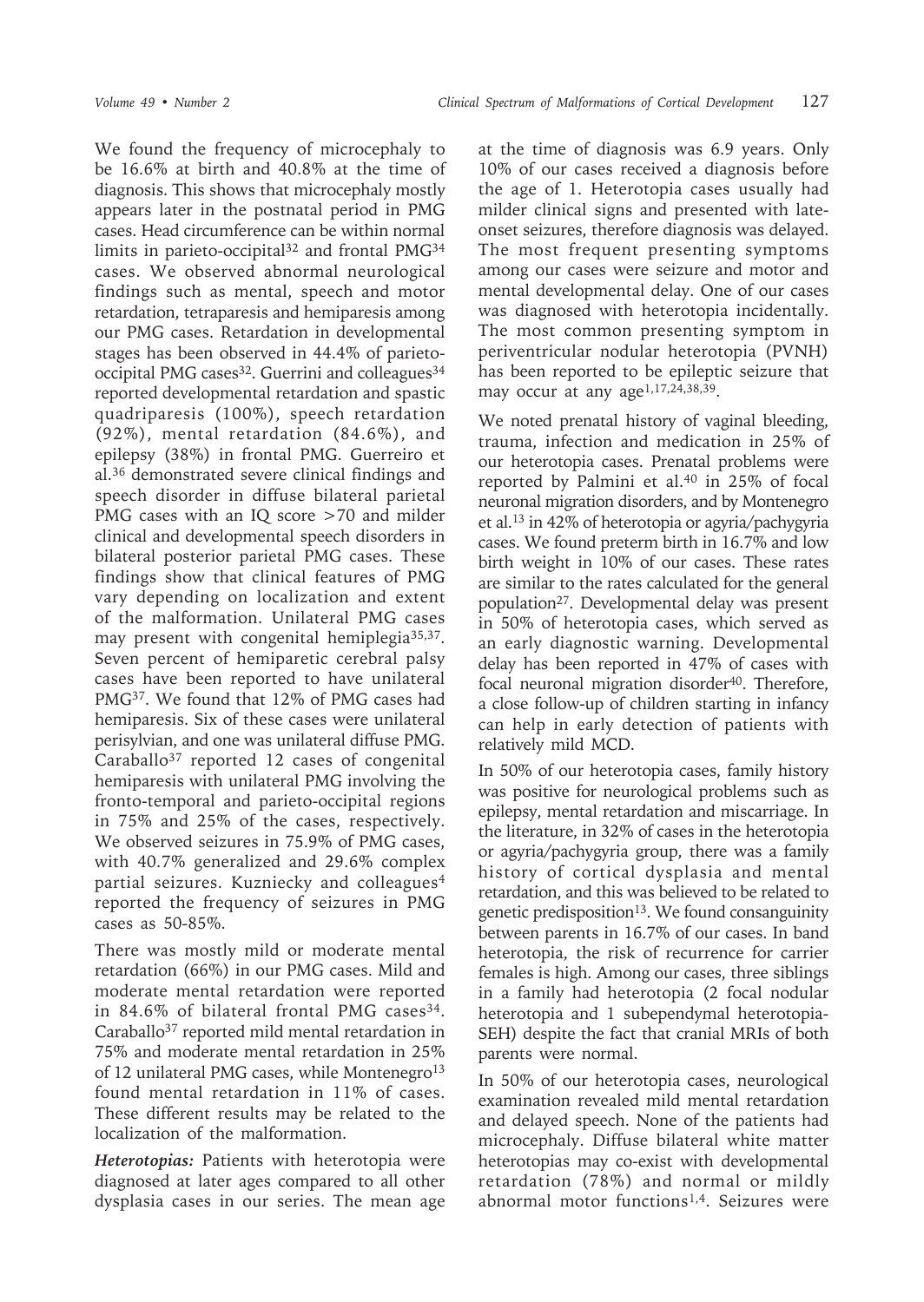We found the frequency of microcephaly to be 16.6% at birth and 40.8% at the time of diagnosis. This shows that microcephaly mostly appears later in the postnatal period in PMG cases. Head circumference can be within normal limits in parieto-occipital[32] and frontal PMG[34] cases. We observed abnormal neurological findings such as mental, speech and motor retardation, tetraparesis and hemiparesis among our PMG cases. Retardation in developmental stages has been observed in 44.4% of parieto-occipital PMG cases[32]. Guerrini and colleagues[34] reported developmental retardation and spastic quadriparesis (100%), speech retardation (92%), mental retardation (84.6%), and epilepsy (38%) in frontal PMG. Guerreiro et al.[36] demonstrated severe clinical findings and speech disorder in diffuse bilateral parietal PMG cases with an IQ score >70 and milder clinical and developmental speech disorders in bilateral posterior parietal PMG cases. These findings show that clinical features of PMG vary depending on localization and extent of the malformation. Unilateral PMG cases may present with congenital hemiplegia[35,37]. Seven percent of hemiparetic cerebral palsy cases have been reported to have unilateral PMG[37]. We found that 12% of PMG cases had hemiparesis. Six of these cases were unilateral perisylvian, and one was unilateral diffuse PMG. Caraballo[37] reported 12 cases of congenital hemiparesis with unilateral PMG involving the fronto-temporal and parieto-occipital regions in 75% and 25% of the cases, respectively. We observed seizures in 75.9% of PMG cases, with 40.7% generalized and 29.6% complex partial seizures. Kuzniecky and colleagues[4] reported the frequency of seizures in PMG cases as 50-85%.

There was mostly mild or moderate mental retardation (66%) in our PMG cases. Mild and moderate mental retardation were reported in 84.6% of bilateral frontal PMG cases[34]. Caraballo[37] reported mild mental retardation in 75% and moderate mental retardation in 25% of 12 unilateral PMG cases, while Montenegro[13] found mental retardation in 11% of cases. These different results may be related to the localization of the malformation.

***Heterotopias:*** Patients with heterotopia were diagnosed at later ages compared to all other dysplasia cases in our series. The mean age at the time of diagnosis was 6.9 years. Only 10% of our cases received a diagnosis before the age of 1. Heterotopia cases usually had milder clinical signs and presented with late-onset seizures, therefore diagnosis was delayed. The most frequent presenting symptoms among our cases were seizure and motor and mental developmental delay. One of our cases was diagnosed with heterotopia incidentally. The most common presenting symptom in periventricular nodular heterotopia (PVNH) has been reported to be epileptic seizure that may occur at any age[1,17,24,38,39].

We noted prenatal history of vaginal bleeding, trauma, infection and medication in 25% of our heterotopia cases. Prenatal problems were reported by Palmini et al.[40] in 25% of focal neuronal migration disorders, and by Montenegro et al.[13] in 42% of heterotopia or agyria/pachygyria cases. We found preterm birth in 16.7% and low birth weight in 10% of our cases. These rates are similar to the rates calculated for the general population[27]. Developmental delay was present in 50% of heterotopia cases, which served as an early diagnostic warning. Developmental delay has been reported in 47% of cases with focal neuronal migration disorder[40]. Therefore, a close follow-up of children starting in infancy can help in early detection of patients with relatively mild MCD.

In 50% of our heterotopia cases, family history was positive for neurological problems such as epilepsy, mental retardation and miscarriage. In the literature, in 32% of cases in the heterotopia or agyria/pachygyria group, there was a family history of cortical dysplasia and mental retardation, and this was believed to be related to genetic predisposition[13]. We found consanguinity between parents in 16.7% of our cases. In band heterotopia, the risk of recurrence for carrier females is high. Among our cases, three siblings in a family had heterotopia (2 focal nodular heterotopia and 1 subependymal heterotopia-SEH) despite the fact that cranial MRIs of both parents were normal.

In 50% of our heterotopia cases, neurological examination revealed mild mental retardation and delayed speech. None of the patients had microcephaly. Diffuse bilateral white matter heterotopias may co-exist with developmental retardation (78%) and normal or mildly abnormal motor functions[1,4]. Seizures were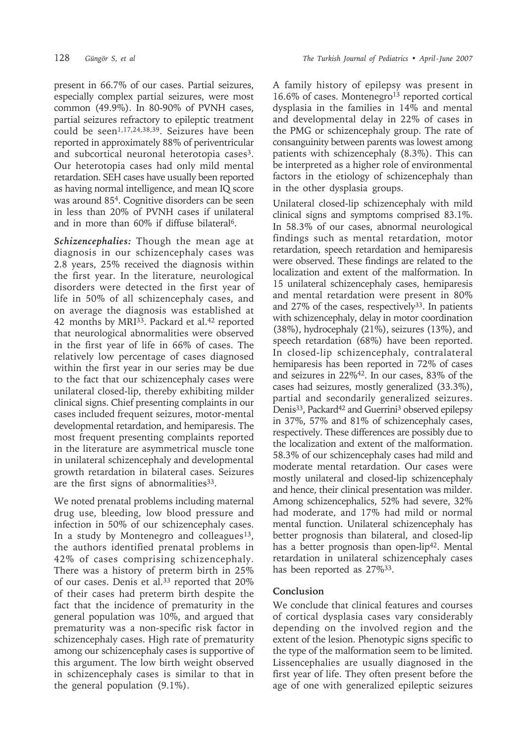present in 66.7% of our cases. Partial seizures, especially complex partial seizures, were most common (49.9%). In 80-90% of PVNH cases, partial seizures refractory to epileptic treatment could be seen[1,17,24,38,39]. Seizures have been reported in approximately 88% of periventricular and subcortical neuronal heterotopia cases[3]. Our heterotopia cases had only mild mental retardation. SEH cases have usually been reported as having normal intelligence, and mean IQ score was around 85[4]. Cognitive disorders can be seen in less than 20% of PVNH cases if unilateral and in more than 60% if diffuse bilateral[6].

***Schizencephalies:*** Though the mean age at diagnosis in our schizencephaly cases was 2.8 years, 25% received the diagnosis within the first year. In the literature, neurological disorders were detected in the first year of life in 50% of all schizencephaly cases, and on average the diagnosis was established at 42 months by MRI[33]. Packard et al.[42] reported that neurological abnormalities were observed in the first year of life in 66% of cases. The relatively low percentage of cases diagnosed within the first year in our series may be due to the fact that our schizencephaly cases were unilateral closed-lip, thereby exhibiting milder clinical signs. Chief presenting complaints in our cases included frequent seizures, motor-mental developmental retardation, and hemiparesis. The most frequent presenting complaints reported in the literature are asymmetrical muscle tone in unilateral schizencephaly and developmental growth retardation in bilateral cases. Seizures are the first signs of abnormalities[33].

We noted prenatal problems including maternal drug use, bleeding, low blood pressure and infection in 50% of our schizencephaly cases. In a study by Montenegro and colleagues[13], the authors identified prenatal problems in 42% of cases comprising schizencephaly. There was a history of preterm birth in 25% of our cases. Denis et al.[33] reported that 20% of their cases had preterm birth despite the fact that the incidence of prematurity in the general population was 10%, and argued that prematurity was a non-specific risk factor in schizencephaly cases. High rate of prematurity among our schizencephaly cases is supportive of this argument. The low birth weight observed in schizencephaly cases is similar to that in the general population (9.1%).

A family history of epilepsy was present in 16.6% of cases. Montenegro[13] reported cortical dysplasia in the families in 14% and mental and developmental delay in 22% of cases in the PMG or schizencephaly group. The rate of consanguinity between parents was lowest among patients with schizencephaly (8.3%). This can be interpreted as a higher role of environmental factors in the etiology of schizencephaly than in the other dysplasia groups.

Unilateral closed-lip schizencephaly with mild clinical signs and symptoms comprised 83.1%. In 58.3% of our cases, abnormal neurological findings such as mental retardation, motor retardation, speech retardation and hemiparesis were observed. These findings are related to the localization and extent of the malformation. In 15 unilateral schizencephaly cases, hemiparesis and mental retardation were present in 80% and 27% of the cases, respectively[33]. In patients with schizencephaly, delay in motor coordination (38%), hydrocephaly (21%), seizures (13%), and speech retardation (68%) have been reported. In closed-lip schizencephaly, contralateral hemiparesis has been reported in 72% of cases and seizures in 22%[42]. In our cases, 83% of the cases had seizures, mostly generalized (33.3%), partial and secondarily generalized seizures. Denis[33], Packard[42] and Guerrini[3] observed epilepsy in 37%, 57% and 81% of schizencephaly cases, respectively. These differences are possibly due to the localization and extent of the malformation. 58.3% of our schizencephaly cases had mild and moderate mental retardation. Our cases were mostly unilateral and closed-lip schizencephaly and hence, their clinical presentation was milder. Among schizencephalics, 52% had severe, 32% had moderate, and 17% had mild or normal mental function. Unilateral schizencephaly has better prognosis than bilateral, and closed-lip has a better prognosis than open-lip[42]. Mental retardation in unilateral schizencephaly cases has been reported as 27%[33].

## Conclusion

We conclude that clinical features and courses of cortical dysplasia cases vary considerably depending on the involved region and the extent of the lesion. Phenotypic signs specific to the type of the malformation seem to be limited. Lissencephalies are usually diagnosed in the first year of life. They often present before the age of one with generalized epileptic seizures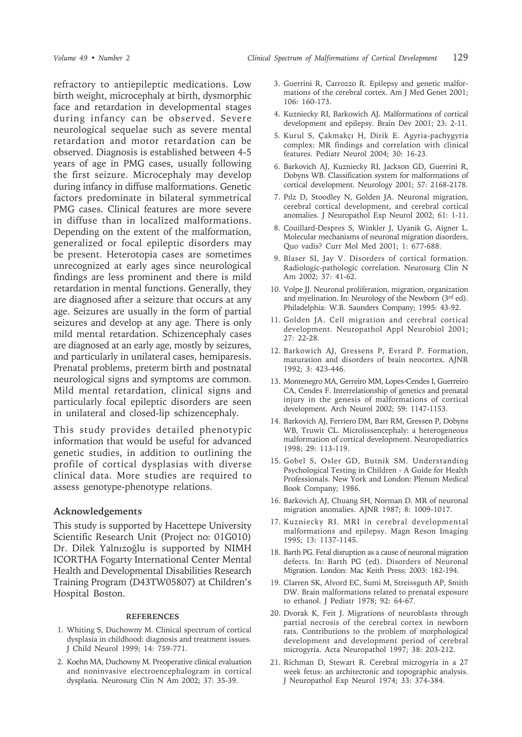refractory to antiepileptic medications. Low birth weight, microcephaly at birth, dysmorphic face and retardation in developmental stages during infancy can be observed. Severe neurological sequelae such as severe mental retardation and motor retardation can be observed. Diagnosis is established between 4-5 years of age in PMG cases, usually following the first seizure. Microcephaly may develop during infancy in diffuse malformations. Genetic factors predominate in bilateral symmetrical PMG cases. Clinical features are more severe in diffuse than in localized malformations. Depending on the extent of the malformation, generalized or focal epileptic disorders may be present. Heterotopia cases are sometimes unrecognized at early ages since neurological findings are less prominent and there is mild retardation in mental functions. Generally, they are diagnosed after a seizure that occurs at any age. Seizures are usually in the form of partial seizures and develop at any age. There is only mild mental retardation. Schizencephaly cases are diagnosed at an early age, mostly by seizures, and particularly in unilateral cases, hemiparesis. Prenatal problems, preterm birth and postnatal neurological signs and symptoms are common. Mild mental retardation, clinical signs and particularly focal epileptic disorders are seen in unilateral and closed-lip schizencephaly.

This study provides detailed phenotypic information that would be useful for advanced genetic studies, in addition to outlining the profile of cortical dysplasias with diverse clinical data. More studies are required to assess genotype-phenotype relations.

## Acknowledgements

This study is supported by Hacettepe University Scientific Research Unit (Project no: 01G010) Dr. Dilek Yalnızoğlu is supported by NIMH ICORTHA Fogarty International Center Mental Health and Developmental Disabilities Research Training Program (D43TW05807) at Children's Hospital Boston.

## REFERENCES

1. Whiting S, Duchowny M. Clinical spectrum of cortical dysplasia in childhood: diagnosis and treatment issues. J Child Neurol 1999; 14: 759-771.
2. Koehn MA, Duchowny M. Preoperative clinical evaluation and noninvasive electroencephalogram in cortical dysplasia. Neurosurg Clin N Am 2002; 37: 35-39.
3. Guerrini R, Carrozzo R. Epilepsy and genetic malformations of the cerebral cortex. Am J Med Genet 2001; 106: 160-173.
4. Kuzniecky RI, Barkowich AJ. Malformations of cortical development and epilepsy. Brain Dev 2001; 23: 2-11.
5. Kurul S, Çakmakçı H, Dirik E. Agyria-pachygyria complex: MR findings and correlation with clinical features. Pediatr Neurol 2004; 30: 16-23.
6. Barkovich AJ, Kuzniecky RI, Jackson GD, Guerrini R, Dobyns WB. Classification system for malformations of cortical development. Neurology 2001; 57: 2168-2178.
7. Pılz D, Stoodley N, Golden JA. Neuronal migration, cerebral cortical development, and cerebral cortical anomalies. J Neuropathol Exp Neurol 2002; 61: 1-11.
8. Couillard-Despres S, Winkler J, Uyanik G, Aigner L. Molecular mechanisms of neuronal migration disorders, Quo vadis? Curr Mol Med 2001; 1: 677-688.
9. Blaser SI, Jay V. Disorders of cortical formation. Radiologic-pathologic correlation. Neurosurg Clin N Am 2002; 37: 41-62.
10. Volpe JJ. Neuronal proliferation, migration, organization and myelination. In: Neurology of the Newborn (3rd ed). Philadelphia: W.B. Saunders Company; 1995: 43-92.
11. Golden JA. Cell migration and cerebral cortical development. Neuropathol Appl Neurobiol 2001; 27: 22-28.
12. Barkowich AJ, Gressens P, Evrard P. Formation, maturation and disorders of brain neocortex. AJNR 1992; 3: 423-446.
13. Montenegro MA, Gerreiro MM, Lopes-Cendes I, Guerreiro CA, Cendes F. Interrelationship of genetics and prenatal injury in the genesis of malformations of cortical development. Arch Neurol 2002; 59: 1147-1153.
14. Barkovich AJ, Ferriero DM, Barr RM, Gressen P, Dobyns WB, Truwit CL. Microlissencephaly: a heterogeneous malformation of cortical development. Neuropediatrics 1998; 29: 113-119.
15. Gobel S, Osler GD, Butnik SM. Understanding Psychological Testing in Children - A Guide for Health Professionals. New York and London: Plenum Medical Book Company; 1986.
16. Barkovich AJ, Chuang SH, Norman D. MR of neuronal migration anomalies. AJNR 1987; 8: 1009-1017.
17. Kuzniecky RI. MRI in cerebral developmental malformations and epilepsy. Magn Reson Imaging 1995; 13: 1137-1145.
18. Barth PG. Fetal disruption as a cause of neuronal migration defects. In: Barth PG (ed). Disorders of Neuronal Migration. London: Mac Keith Press; 2003: 182-194.
19. Clarren SK, Alvord EC, Sumi M, Streissguth AP, Smith DW. Brain malformations related to prenatal exposure to ethanol. J Pediatr 1978; 92: 64-67.
20. Dvorak K, Feit J. Migrations of neuroblasts through partial necrosis of the cerebral cortex in newborn rats. Contributions to the problem of morphological development and development period of cerebral microgyria. Acta Neuropathol 1997; 38: 203-212.
21. Richman D, Stewart R. Cerebral microgyria in a 27 week fetus: an architectonic and topographic analysis. J Neuropathol Exp Neurol 1974; 33: 374-384.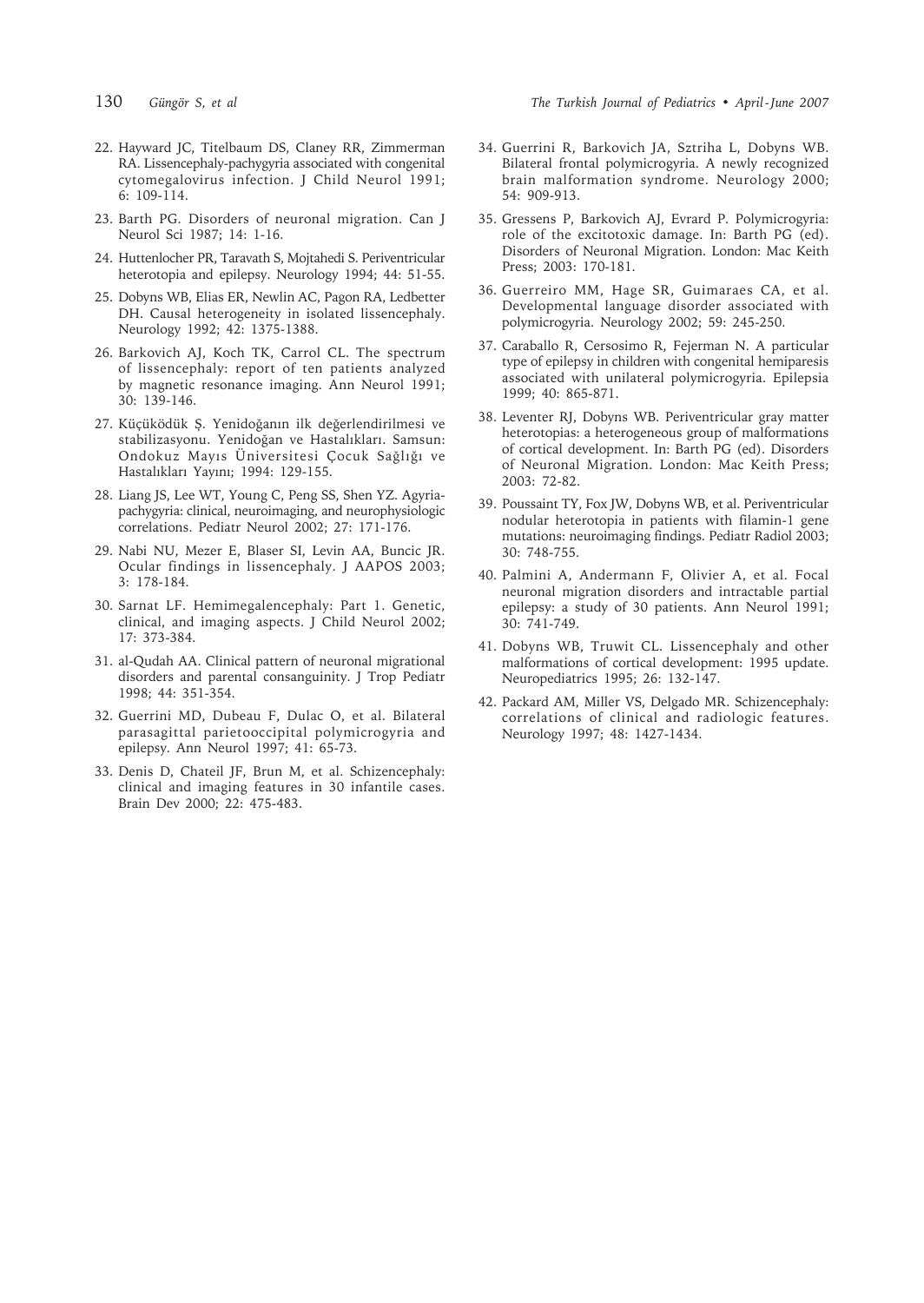22. Hayward JC, Titelbaum DS, Claney RR, Zimmerman RA. Lissencephaly-pachygyria associated with congenital cytomegalovirus infection. J Child Neurol 1991; 6: 109-114.
23. Barth PG. Disorders of neuronal migration. Can J Neurol Sci 1987; 14: 1-16.
24. Huttenlocher PR, Taravath S, Mojtahedi S. Periventricular heterotopia and epilepsy. Neurology 1994; 44: 51-55.
25. Dobyns WB, Elias ER, Newlin AC, Pagon RA, Ledbetter DH. Causal heterogeneity in isolated lissencephaly. Neurology 1992; 42: 1375-1388.
26. Barkovich AJ, Koch TK, Carrol CL. The spectrum of lissencephaly: report of ten patients analyzed by magnetic resonance imaging. Ann Neurol 1991; 30: 139-146.
27. Küçüködük Ş. Yenidoğanın ilk değerlendirilmesi ve stabilizasyonu. Yenidoğan ve Hastalıkları. Samsun: Ondokuz Mayıs Üniversitesi Çocuk Sağlığı ve Hastalıkları Yayını; 1994: 129-155.
28. Liang JS, Lee WT, Young C, Peng SS, Shen YZ. Agyria-pachygyria: clinical, neuroimaging, and neurophysiologic correlations. Pediatr Neurol 2002; 27: 171-176.
29. Nabi NU, Mezer E, Blaser SI, Levin AA, Buncic JR. Ocular findings in lissencephaly. J AAPOS 2003; 3: 178-184.
30. Sarnat LF. Hemimegalencephaly: Part 1. Genetic, clinical, and imaging aspects. J Child Neurol 2002; 17: 373-384.
31. al-Qudah AA. Clinical pattern of neuronal migrational disorders and parental consanguinity. J Trop Pediatr 1998; 44: 351-354.
32. Guerrini MD, Dubeau F, Dulac O, et al. Bilateral parasagittal parietooccipital polymicrogyria and epilepsy. Ann Neurol 1997; 41: 65-73.
33. Denis D, Chateil JF, Brun M, et al. Schizencephaly: clinical and imaging features in 30 infantile cases. Brain Dev 2000; 22: 475-483.
34. Guerrini R, Barkovich JA, Sztriha L, Dobyns WB. Bilateral frontal polymicrogyria. A newly recognized brain malformation syndrome. Neurology 2000; 54: 909-913.
35. Gressens P, Barkovich AJ, Evrard P. Polymicrogyria: role of the excitotoxic damage. In: Barth PG (ed). Disorders of Neuronal Migration. London: Mac Keith Press; 2003: 170-181.
36. Guerreiro MM, Hage SR, Guimaraes CA, et al. Developmental language disorder associated with polymicrogyria. Neurology 2002; 59: 245-250.
37. Caraballo R, Cersosimo R, Fejerman N. A particular type of epilepsy in children with congenital hemiparesis associated with unilateral polymicrogyria. Epilepsia 1999; 40: 865-871.
38. Leventer RJ, Dobyns WB. Periventricular gray matter heterotopias: a heterogeneous group of malformations of cortical development. In: Barth PG (ed). Disorders of Neuronal Migration. London: Mac Keith Press; 2003: 72-82.
39. Poussaint TY, Fox JW, Dobyns WB, et al. Periventricular nodular heterotopia in patients with filamin-1 gene mutations: neuroimaging findings. Pediatr Radiol 2003; 30: 748-755.
40. Palmini A, Andermann F, Olivier A, et al. Focal neuronal migration disorders and intractable partial epilepsy: a study of 30 patients. Ann Neurol 1991; 30: 741-749.
41. Dobyns WB, Truwit CL. Lissencephaly and other malformations of cortical development: 1995 update. Neuropediatrics 1995; 26: 132-147.
42. Packard AM, Miller VS, Delgado MR. Schizencephaly: correlations of clinical and radiologic features. Neurology 1997; 48: 1427-1434.